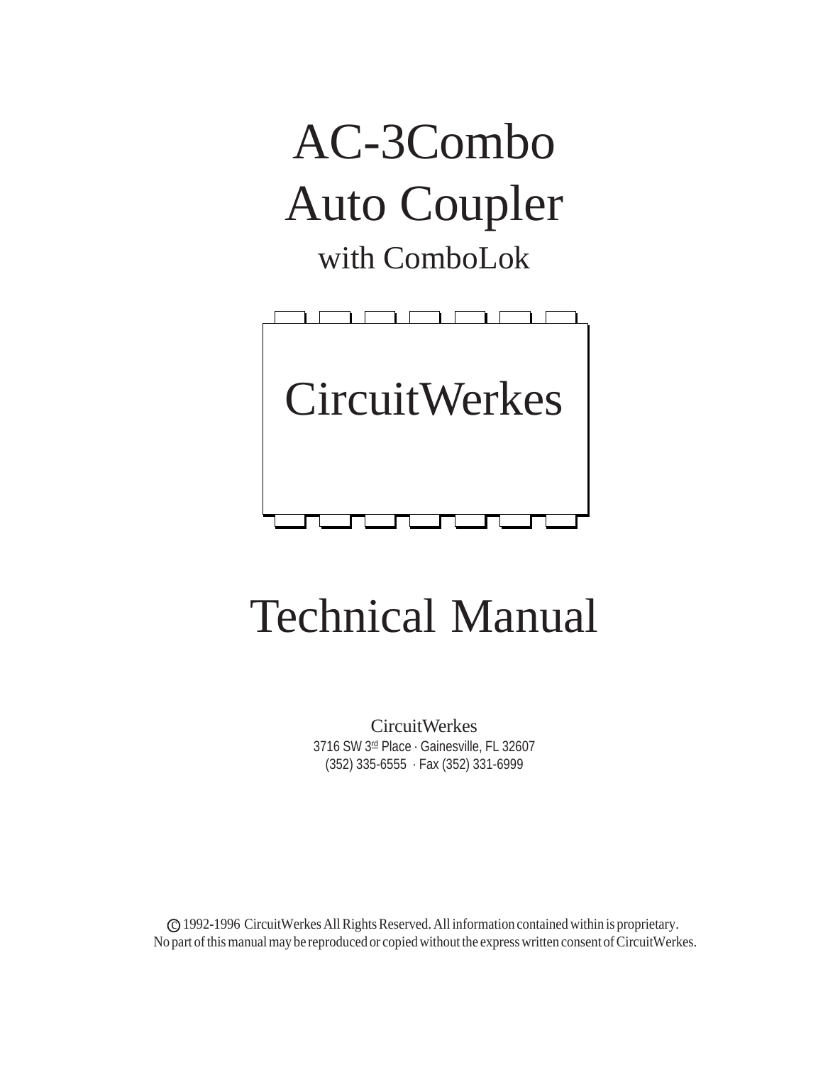# AC-3Combo Auto Coupler

## with ComboLok

CircuitWerkes

# Technical Manual

CircuitWerkes
3716 SW 3rd Place · Gainesville, FL 32607
(352) 335-6555 · Fax (352) 331-6999

© 1992-1996 CircuitWerkes All Rights Reserved. All information contained within is proprietary. No part of this manual may be reproduced or copied without the express written consent of CircuitWerkes.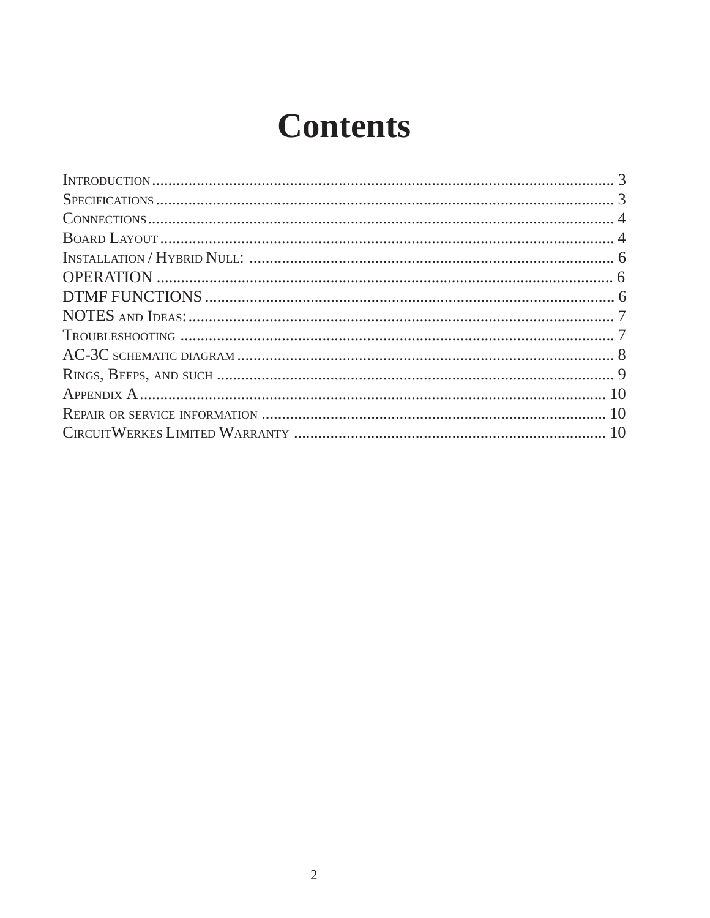# Contents

Introduction ........................................................................................................ 3
Specifications ...................................................................................................... 3
Connections ......................................................................................................... 4
Board Layout ........................................................................................................ 4
Installation / Hybrid Null: .................................................................................. 6
OPERATION ........................................................................................................ 6
DTMF FUNCTIONS ............................................................................................ 6
NOTES and Ideas: ................................................................................................ 7
Troubleshooting ................................................................................................... 7
AC-3C schematic diagram .................................................................................. 8
Rings, Beeps, and such ........................................................................................ 9
Appendix A ........................................................................................................ 10
Repair or service information ........................................................................... 10
CircuitWerkes Limited Warranty ...................................................................... 10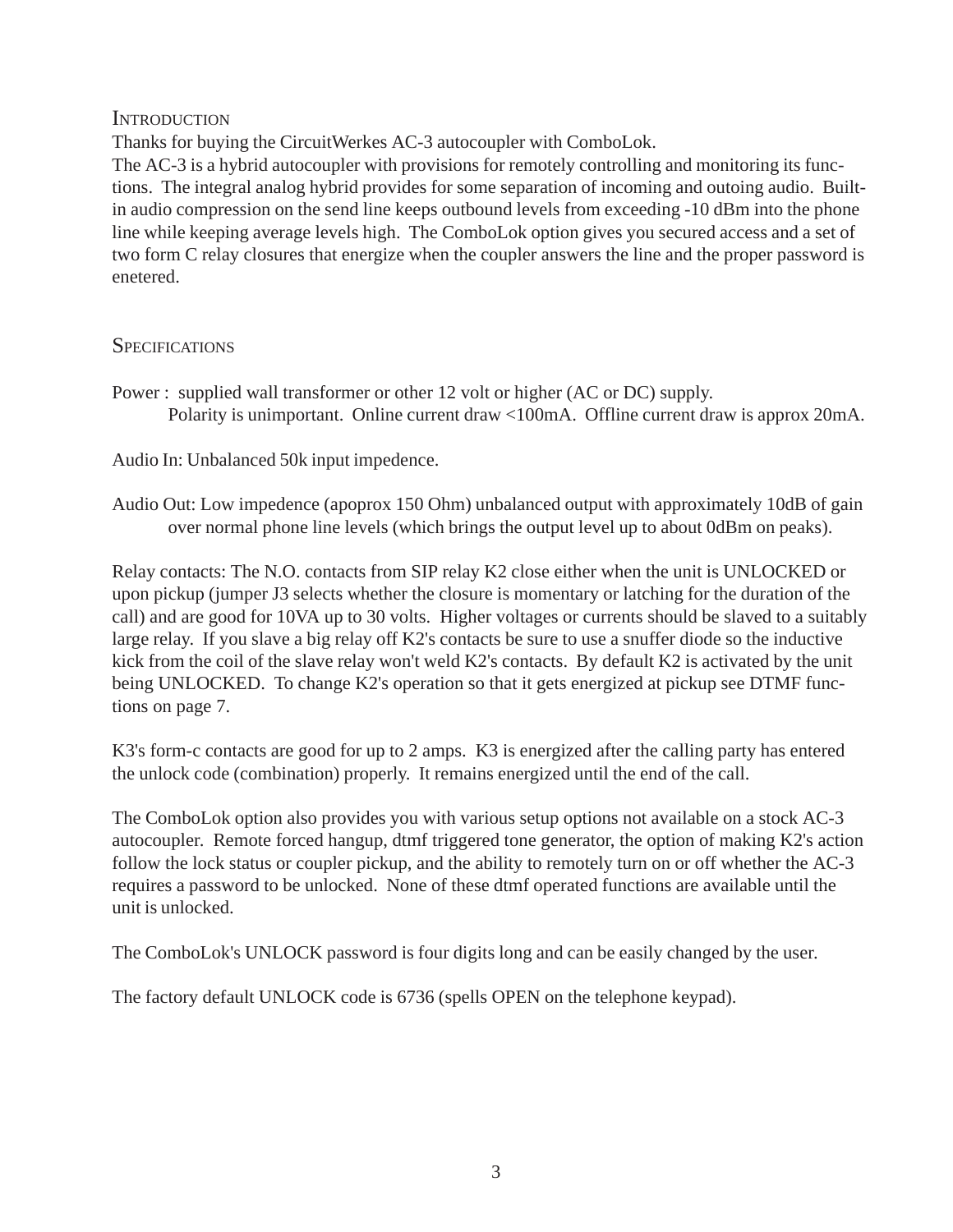## Introduction

Thanks for buying the CircuitWerkes AC-3 autocoupler with ComboLok.

The AC-3 is a hybrid autocoupler with provisions for remotely controlling and monitoring its functions. The integral analog hybrid provides for some separation of incoming and outoing audio. Built-in audio compression on the send line keeps outbound levels from exceeding -10 dBm into the phone line while keeping average levels high. The ComboLok option gives you secured access and a set of two form C relay closures that energize when the coupler answers the line and the proper password is enetered.

## Specifications

Power : supplied wall transformer or other 12 volt or higher (AC or DC) supply. Polarity is unimportant. Online current draw <100mA. Offline current draw is approx 20mA.

Audio In: Unbalanced 50k input impedence.

Audio Out: Low impedence (apoprox 150 Ohm) unbalanced output with approximately 10dB of gain over normal phone line levels (which brings the output level up to about 0dBm on peaks).

Relay contacts: The N.O. contacts from SIP relay K2 close either when the unit is UNLOCKED or upon pickup (jumper J3 selects whether the closure is momentary or latching for the duration of the call) and are good for 10VA up to 30 volts. Higher voltages or currents should be slaved to a suitably large relay. If you slave a big relay off K2's contacts be sure to use a snuffer diode so the inductive kick from the coil of the slave relay won't weld K2's contacts. By default K2 is activated by the unit being UNLOCKED. To change K2's operation so that it gets energized at pickup see DTMF functions on page 7.

K3's form-c contacts are good for up to 2 amps. K3 is energized after the calling party has entered the unlock code (combination) properly. It remains energized until the end of the call.

The ComboLok option also provides you with various setup options not available on a stock AC-3 autocoupler. Remote forced hangup, dtmf triggered tone generator, the option of making K2's action follow the lock status or coupler pickup, and the ability to remotely turn on or off whether the AC-3 requires a password to be unlocked. None of these dtmf operated functions are available until the unit is unlocked.

The ComboLok's UNLOCK password is four digits long and can be easily changed by the user.

The factory default UNLOCK code is 6736 (spells OPEN on the telephone keypad).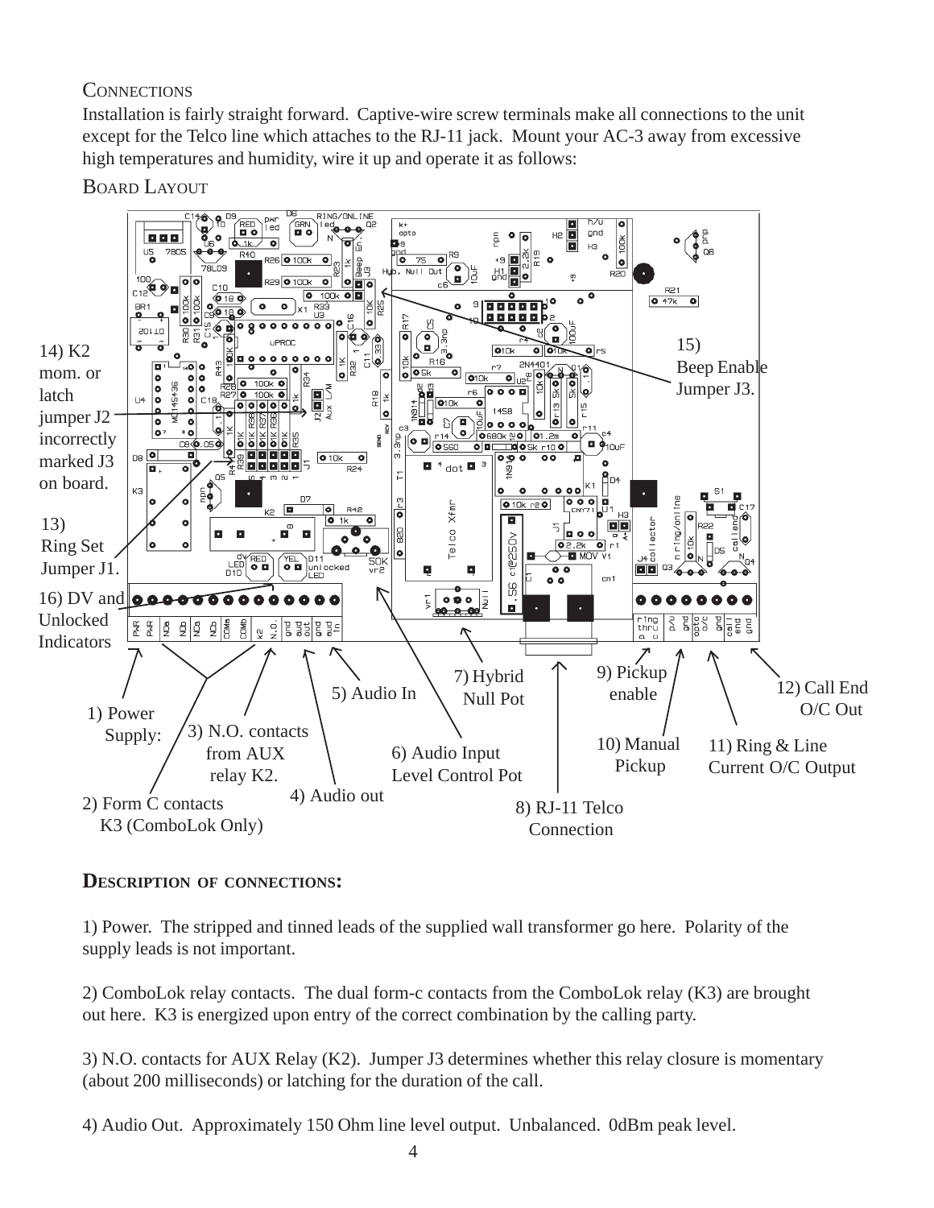## Connections

Installation is fairly straight forward. Captive-wire screw terminals make all connections to the unit except for the Telco line which attaches to the RJ-11 jack. Mount your AC-3 away from excessive high temperatures and humidity, wire it up and operate it as follows:

## Board Layout

14) K2 mom. or latch jumper J2 incorrectly marked J3 on board.

13) Ring Set Jumper J1.

16) DV and Unlocked Indicators

15) Beep Enable Jumper J3.

1) Power Supply:

2) Form C contacts K3 (ComboLok Only)

3) N.O. contacts from AUX relay K2.

4) Audio out

5) Audio In

6) Audio Input Level Control Pot

7) Hybrid Null Pot

8) RJ-11 Telco Connection

9) Pickup enable

10) Manual Pickup

11) Ring & Line Current O/C Output

12) Call End O/C Out

## Description of connections:

1) Power. The stripped and tinned leads of the supplied wall transformer go here. Polarity of the supply leads is not important.

2) ComboLok relay contacts. The dual form-c contacts from the ComboLok relay (K3) are brought out here. K3 is energized upon entry of the correct combination by the calling party.

3) N.O. contacts for AUX Relay (K2). Jumper J3 determines whether this relay closure is momentary (about 200 milliseconds) or latching for the duration of the call.

4) Audio Out. Approximately 150 Ohm line level output. Unbalanced. 0dBm peak level.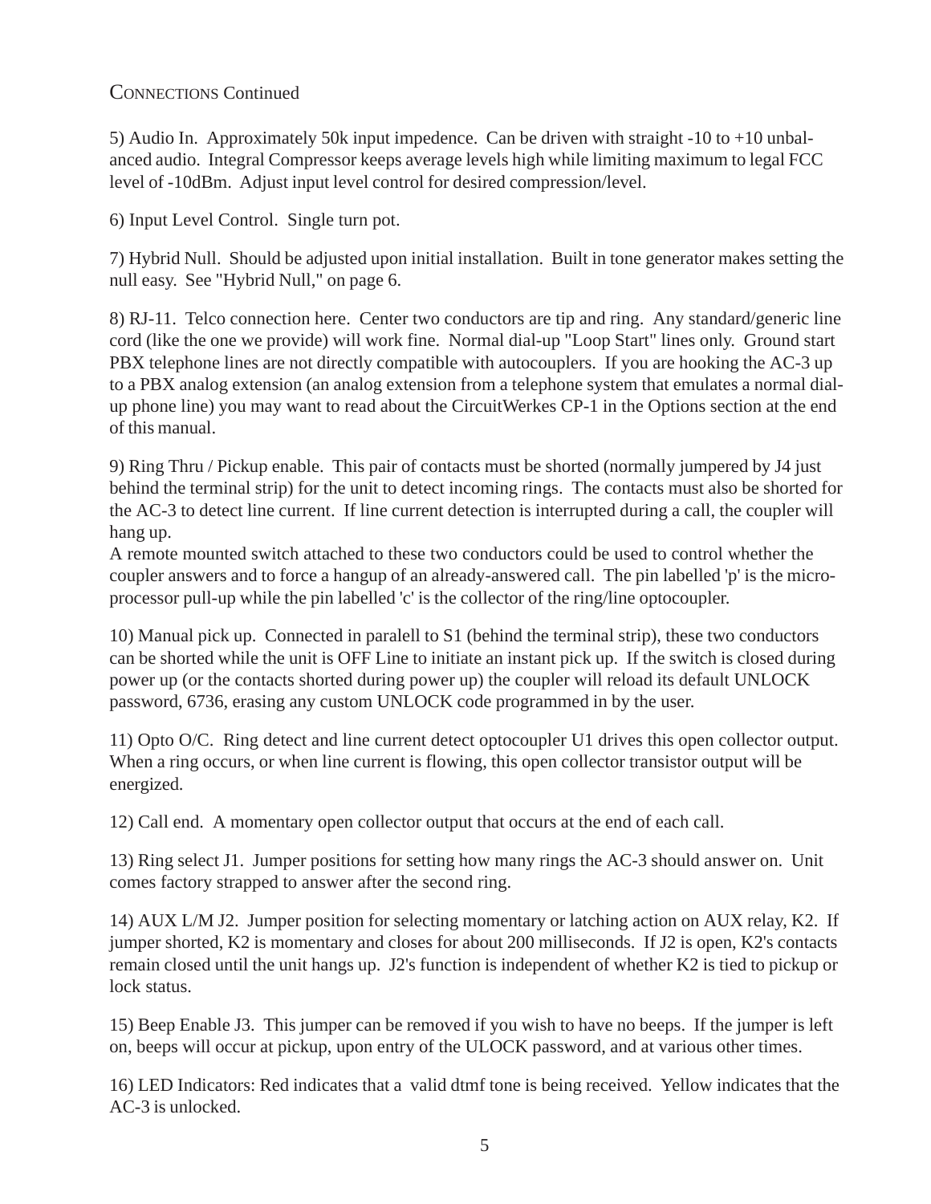## Connections Continued

5) Audio In. Approximately 50k input impedence. Can be driven with straight -10 to +10 unbalanced audio. Integral Compressor keeps average levels high while limiting maximum to legal FCC level of -10dBm. Adjust input level control for desired compression/level.

6) Input Level Control. Single turn pot.

7) Hybrid Null. Should be adjusted upon initial installation. Built in tone generator makes setting the null easy. See "Hybrid Null," on page 6.

8) RJ-11. Telco connection here. Center two conductors are tip and ring. Any standard/generic line cord (like the one we provide) will work fine. Normal dial-up "Loop Start" lines only. Ground start PBX telephone lines are not directly compatible with autocouplers. If you are hooking the AC-3 up to a PBX analog extension (an analog extension from a telephone system that emulates a normal dial-up phone line) you may want to read about the CircuitWerkes CP-1 in the Options section at the end of this manual.

9) Ring Thru / Pickup enable. This pair of contacts must be shorted (normally jumpered by J4 just behind the terminal strip) for the unit to detect incoming rings. The contacts must also be shorted for the AC-3 to detect line current. If line current detection is interrupted during a call, the coupler will hang up.
A remote mounted switch attached to these two conductors could be used to control whether the coupler answers and to force a hangup of an already-answered call. The pin labelled 'p' is the microprocessor pull-up while the pin labelled 'c' is the collector of the ring/line optocoupler.

10) Manual pick up. Connected in paralell to S1 (behind the terminal strip), these two conductors can be shorted while the unit is OFF Line to initiate an instant pick up. If the switch is closed during power up (or the contacts shorted during power up) the coupler will reload its default UNLOCK password, 6736, erasing any custom UNLOCK code programmed in by the user.

11) Opto O/C. Ring detect and line current detect optocoupler U1 drives this open collector output. When a ring occurs, or when line current is flowing, this open collector transistor output will be energized.

12) Call end. A momentary open collector output that occurs at the end of each call.

13) Ring select J1. Jumper positions for setting how many rings the AC-3 should answer on. Unit comes factory strapped to answer after the second ring.

14) AUX L/M J2. Jumper position for selecting momentary or latching action on AUX relay, K2. If jumper shorted, K2 is momentary and closes for about 200 milliseconds. If J2 is open, K2's contacts remain closed until the unit hangs up. J2's function is independent of whether K2 is tied to pickup or lock status.

15) Beep Enable J3. This jumper can be removed if you wish to have no beeps. If the jumper is left on, beeps will occur at pickup, upon entry of the ULOCK password, and at various other times.

16) LED Indicators: Red indicates that a valid dtmf tone is being received. Yellow indicates that the AC-3 is unlocked.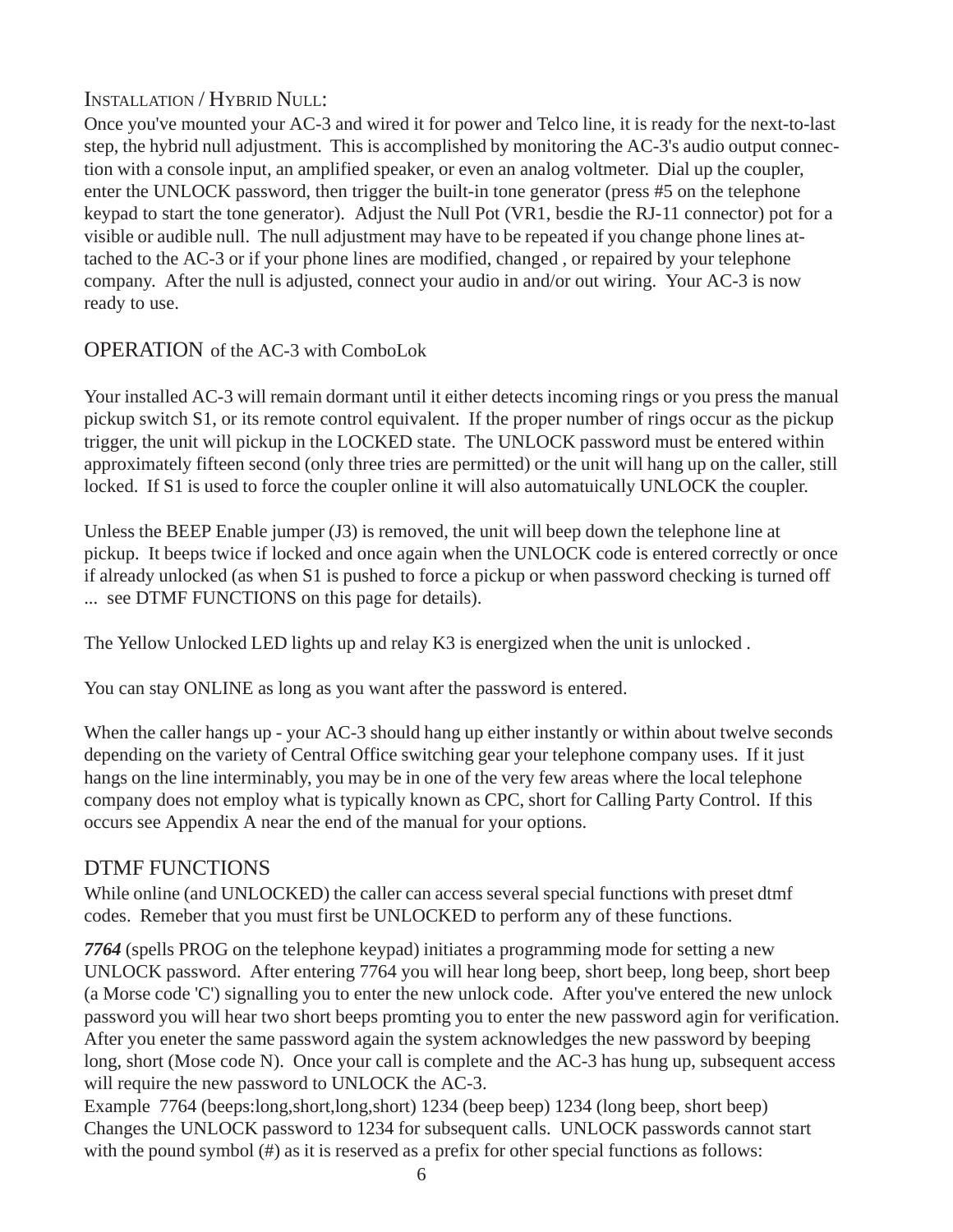## INSTALLATION / HYBRID NULL:

Once you've mounted your AC-3 and wired it for power and Telco line, it is ready for the next-to-last step, the hybrid null adjustment. This is accomplished by monitoring the AC-3's audio output connection with a console input, an amplified speaker, or even an analog voltmeter. Dial up the coupler, enter the UNLOCK password, then trigger the built-in tone generator (press #5 on the telephone keypad to start the tone generator). Adjust the Null Pot (VR1, besdie the RJ-11 connector) pot for a visible or audible null. The null adjustment may have to be repeated if you change phone lines attached to the AC-3 or if your phone lines are modified, changed , or repaired by your telephone company. After the null is adjusted, connect your audio in and/or out wiring. Your AC-3 is now ready to use.

## OPERATION of the AC-3 with ComboLok

Your installed AC-3 will remain dormant until it either detects incoming rings or you press the manual pickup switch S1, or its remote control equivalent. If the proper number of rings occur as the pickup trigger, the unit will pickup in the LOCKED state. The UNLOCK password must be entered within approximately fifteen second (only three tries are permitted) or the unit will hang up on the caller, still locked. If S1 is used to force the coupler online it will also automatuically UNLOCK the coupler.

Unless the BEEP Enable jumper (J3) is removed, the unit will beep down the telephone line at pickup. It beeps twice if locked and once again when the UNLOCK code is entered correctly or once if already unlocked (as when S1 is pushed to force a pickup or when password checking is turned off ... see DTMF FUNCTIONS on this page for details).

The Yellow Unlocked LED lights up and relay K3 is energized when the unit is unlocked .

You can stay ONLINE as long as you want after the password is entered.

When the caller hangs up - your AC-3 should hang up either instantly or within about twelve seconds depending on the variety of Central Office switching gear your telephone company uses. If it just hangs on the line interminably, you may be in one of the very few areas where the local telephone company does not employ what is typically known as CPC, short for Calling Party Control. If this occurs see Appendix A near the end of the manual for your options.

## DTMF FUNCTIONS

While online (and UNLOCKED) the caller can access several special functions with preset dtmf codes. Remeber that you must first be UNLOCKED to perform any of these functions.

***7764*** (spells PROG on the telephone keypad) initiates a programming mode for setting a new UNLOCK password. After entering 7764 you will hear long beep, short beep, long beep, short beep (a Morse code 'C') signalling you to enter the new unlock code. After you've entered the new unlock password you will hear two short beeps promting you to enter the new password agin for verification. After you eneter the same password again the system acknowledges the new password by beeping long, short (Mose code N). Once your call is complete and the AC-3 has hung up, subsequent access will require the new password to UNLOCK the AC-3.
Example 7764 (beeps:long,short,long,short) 1234 (beep beep) 1234 (long beep, short beep) Changes the UNLOCK password to 1234 for subsequent calls. UNLOCK passwords cannot start with the pound symbol (#) as it is reserved as a prefix for other special functions as follows: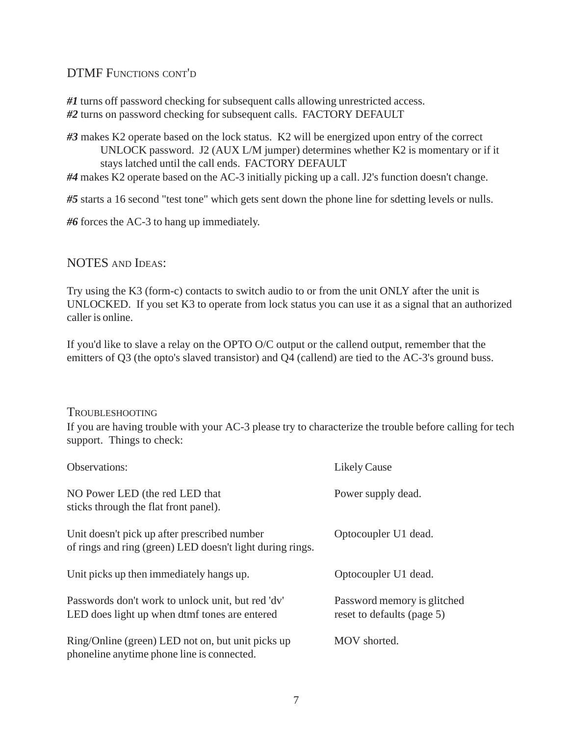## DTMF Functions cont'd

***#1*** turns off password checking for subsequent calls allowing unrestricted access.
***#2*** turns on password checking for subsequent calls. FACTORY DEFAULT

***#3*** makes K2 operate based on the lock status. K2 will be energized upon entry of the correct UNLOCK password. J2 (AUX L/M jumper) determines whether K2 is momentary or if it stays latched until the call ends. FACTORY DEFAULT
***#4*** makes K2 operate based on the AC-3 initially picking up a call. J2's function doesn't change.

***#5*** starts a 16 second "test tone" which gets sent down the phone line for sdetting levels or nulls.

***#6*** forces the AC-3 to hang up immediately.

## NOTES and Ideas:

Try using the K3 (form-c) contacts to switch audio to or from the unit ONLY after the unit is UNLOCKED. If you set K3 to operate from lock status you can use it as a signal that an authorized caller is online.

If you'd like to slave a relay on the OPTO O/C output or the callend output, remember that the emitters of Q3 (the opto's slaved transistor) and Q4 (callend) are tied to the AC-3's ground buss.

## Troubleshooting

If you are having trouble with your AC-3 please try to characterize the trouble before calling for tech support. Things to check:

| Observations: | Likely Cause |
|---|---|
| NO Power LED (the red LED that sticks through the flat front panel). | Power supply dead. |
| Unit doesn't pick up after prescribed number of rings and ring (green) LED doesn't light during rings. | Optocoupler U1 dead. |
| Unit picks up then immediately hangs up. | Optocoupler U1 dead. |
| Passwords don't work to unlock unit, but red 'dv' LED does light up when dtmf tones are entered | Password memory is glitched reset to defaults (page 5) |
| Ring/Online (green) LED not on, but unit picks up phoneline anytime phone line is connected. | MOV shorted. |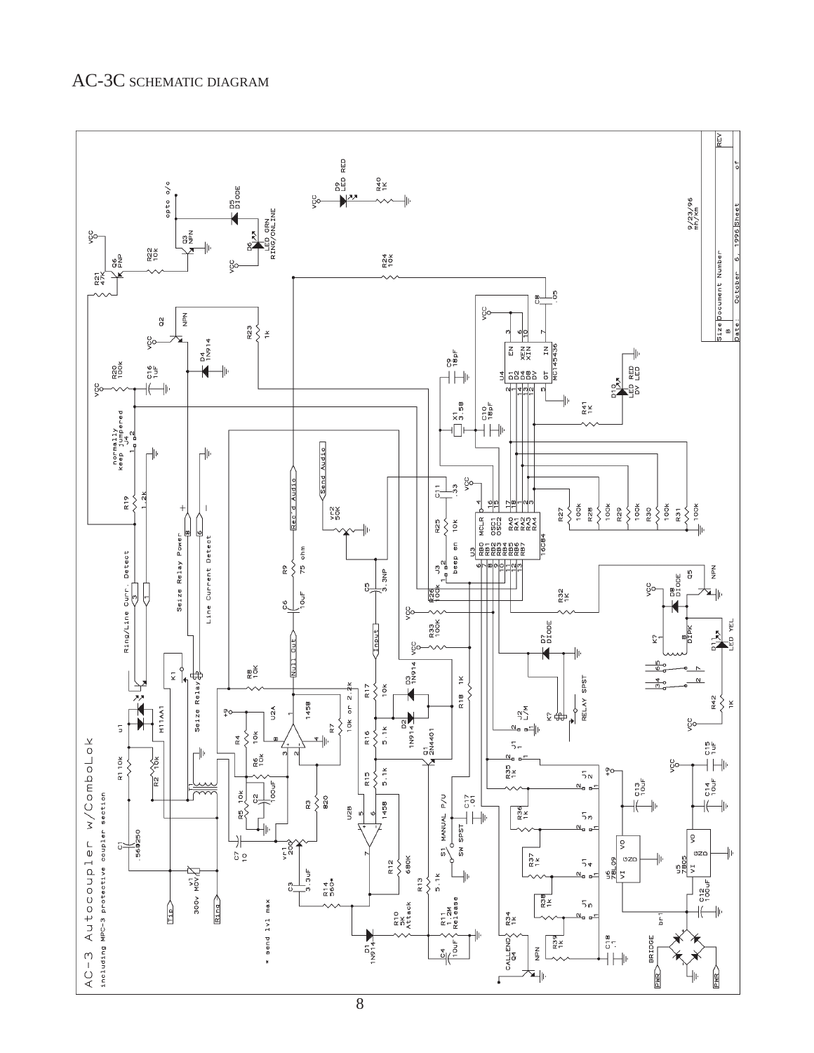AC-3C SCHEMATIC DIAGRAM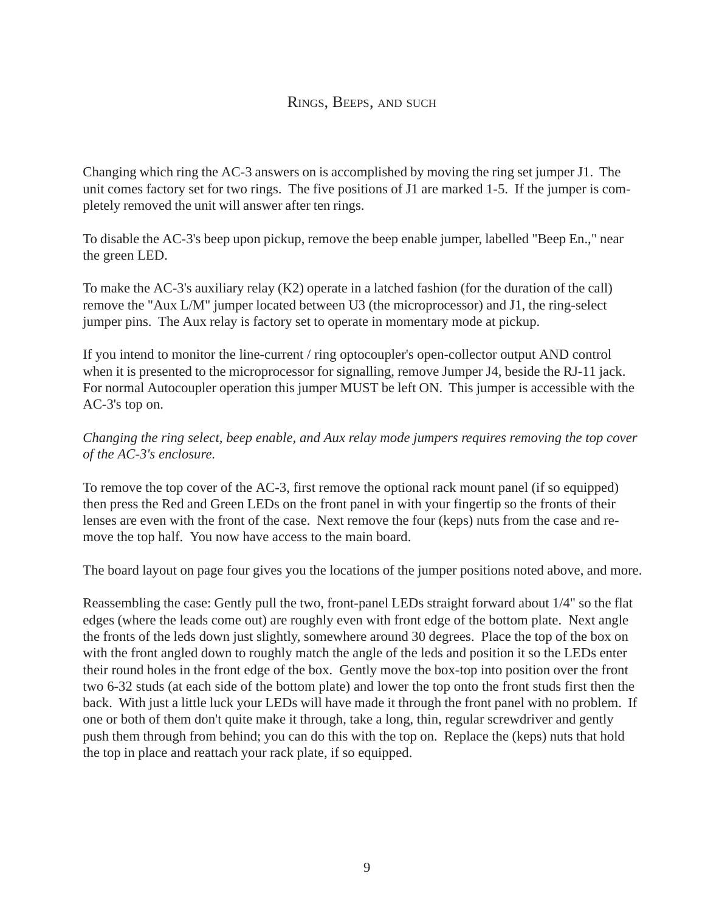## Rings, Beeps, and such

Changing which ring the AC-3 answers on is accomplished by moving the ring set jumper J1. The unit comes factory set for two rings. The five positions of J1 are marked 1-5. If the jumper is completely removed the unit will answer after ten rings.

To disable the AC-3's beep upon pickup, remove the beep enable jumper, labelled "Beep En.," near the green LED.

To make the AC-3's auxiliary relay (K2) operate in a latched fashion (for the duration of the call) remove the "Aux L/M" jumper located between U3 (the microprocessor) and J1, the ring-select jumper pins. The Aux relay is factory set to operate in momentary mode at pickup.

If you intend to monitor the line-current / ring optocoupler's open-collector output AND control when it is presented to the microprocessor for signalling, remove Jumper J4, beside the RJ-11 jack. For normal Autocoupler operation this jumper MUST be left ON. This jumper is accessible with the AC-3's top on.

*Changing the ring select, beep enable, and Aux relay mode jumpers requires removing the top cover of the AC-3's enclosure.*

To remove the top cover of the AC-3, first remove the optional rack mount panel (if so equipped) then press the Red and Green LEDs on the front panel in with your fingertip so the fronts of their lenses are even with the front of the case. Next remove the four (keps) nuts from the case and remove the top half. You now have access to the main board.

The board layout on page four gives you the locations of the jumper positions noted above, and more.

Reassembling the case: Gently pull the two, front-panel LEDs straight forward about 1/4" so the flat edges (where the leads come out) are roughly even with front edge of the bottom plate. Next angle the fronts of the leds down just slightly, somewhere around 30 degrees. Place the top of the box on with the front angled down to roughly match the angle of the leds and position it so the LEDs enter their round holes in the front edge of the box. Gently move the box-top into position over the front two 6-32 studs (at each side of the bottom plate) and lower the top onto the front studs first then the back. With just a little luck your LEDs will have made it through the front panel with no problem. If one or both of them don't quite make it through, take a long, thin, regular screwdriver and gently push them through from behind; you can do this with the top on. Replace the (keps) nuts that hold the top in place and reattach your rack plate, if so equipped.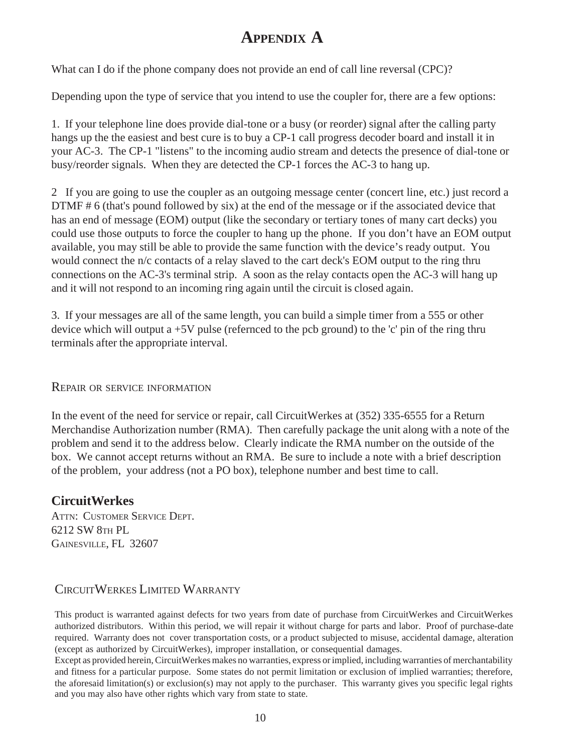# Appendix A

What can I do if the phone company does not provide an end of call line reversal (CPC)?

Depending upon the type of service that you intend to use the coupler for, there are a few options:

1. If your telephone line does provide dial-tone or a busy (or reorder) signal after the calling party hangs up the the easiest and best cure is to buy a CP-1 call progress decoder board and install it in your AC-3. The CP-1 "listens" to the incoming audio stream and detects the presence of dial-tone or busy/reorder signals. When they are detected the CP-1 forces the AC-3 to hang up.

2 If you are going to use the coupler as an outgoing message center (concert line, etc.) just record a DTMF # 6 (that's pound followed by six) at the end of the message or if the associated device that has an end of message (EOM) output (like the secondary or tertiary tones of many cart decks) you could use those outputs to force the coupler to hang up the phone. If you don't have an EOM output available, you may still be able to provide the same function with the device's ready output. You would connect the n/c contacts of a relay slaved to the cart deck's EOM output to the ring thru connections on the AC-3's terminal strip. A soon as the relay contacts open the AC-3 will hang up and it will not respond to an incoming ring again until the circuit is closed again.

3. If your messages are all of the same length, you can build a simple timer from a 555 or other device which will output a +5V pulse (refernced to the pcb ground) to the 'c' pin of the ring thru terminals after the appropriate interval.

## Repair or service information

In the event of the need for service or repair, call CircuitWerkes at (352) 335-6555 for a Return Merchandise Authorization number (RMA). Then carefully package the unit along with a note of the problem and send it to the address below. Clearly indicate the RMA number on the outside of the box. We cannot accept returns without an RMA. Be sure to include a note with a brief description of the problem, your address (not a PO box), telephone number and best time to call.

**CircuitWerkes**
Attn: Customer Service Dept.
6212 SW 8th PL
Gainesville, FL 32607

## CircuitWerkes Limited Warranty

This product is warranted against defects for two years from date of purchase from CircuitWerkes and CircuitWerkes authorized distributors. Within this period, we will repair it without charge for parts and labor. Proof of purchase-date required. Warranty does not cover transportation costs, or a product subjected to misuse, accidental damage, alteration (except as authorized by CircuitWerkes), improper installation, or consequential damages.
Except as provided herein, CircuitWerkes makes no warranties, express or implied, including warranties of merchantability and fitness for a particular purpose. Some states do not permit limitation or exclusion of implied warranties; therefore, the aforesaid limitation(s) or exclusion(s) may not apply to the purchaser. This warranty gives you specific legal rights and you may also have other rights which vary from state to state.